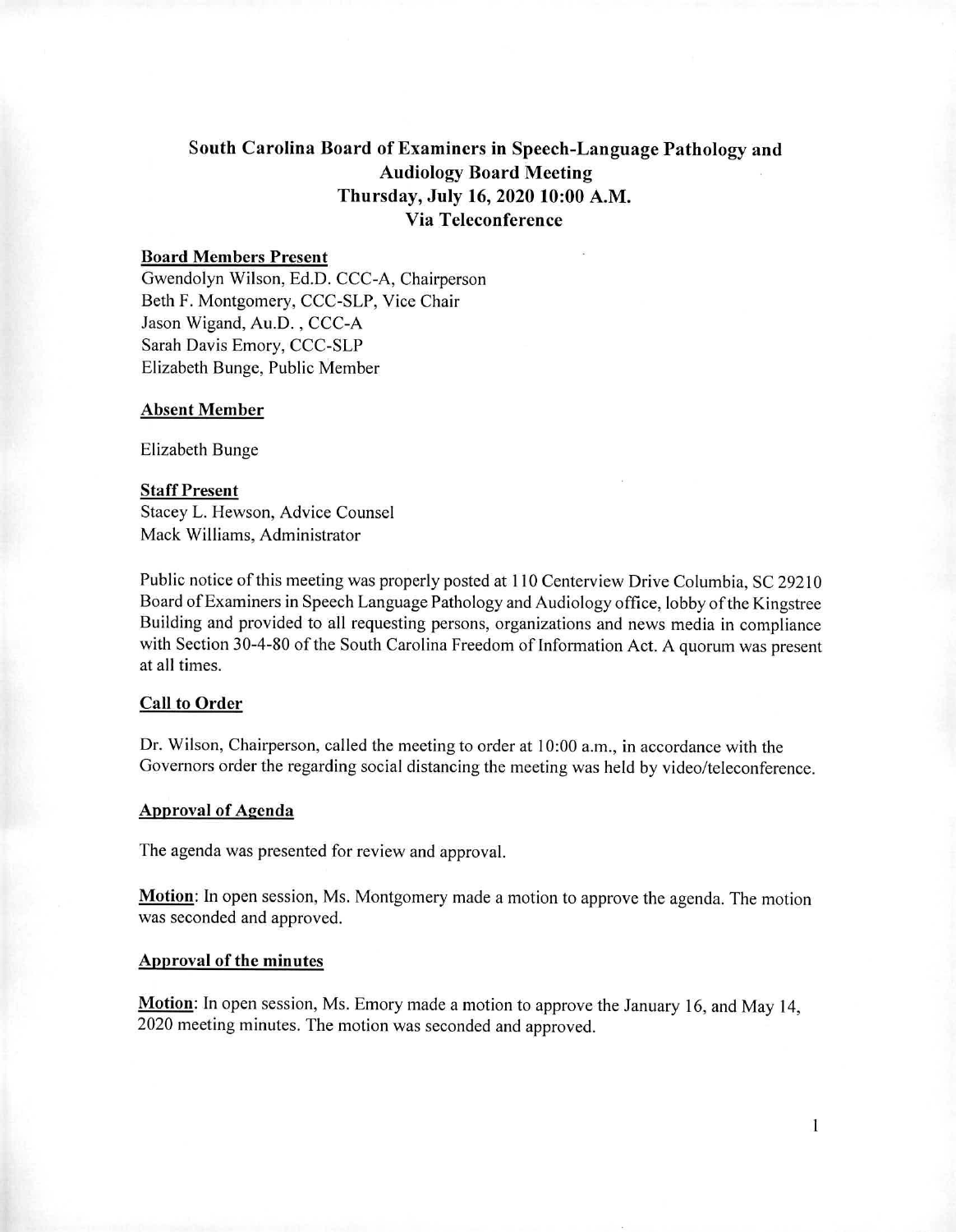# South Carolina Board of Examiners in Speech-Language Pathology and Audiology Board Meeting
## Thursday, July 16, 2020 10:00 A.M.
## Via Teleconference

**Board Members Present**

Gwendolyn Wilson, Ed.D. CCC-A, Chairperson
Beth F. Montgomery, CCC-SLP, Vice Chair
Jason Wigand, Au.D. , CCC-A
Sarah Davis Emory, CCC-SLP
Elizabeth Bunge, Public Member

**Absent Member**

Elizabeth Bunge

**Staff Present**

Stacey L. Hewson, Advice Counsel
Mack Williams, Administrator

Public notice of this meeting was properly posted at 110 Centerview Drive Columbia, SC 29210 Board of Examiners in Speech Language Pathology and Audiology office, lobby of the Kingstree Building and provided to all requesting persons, organizations and news media in compliance with Section 30-4-80 of the South Carolina Freedom of Information Act. A quorum was present at all times.

**Call to Order**

Dr. Wilson, Chairperson, called the meeting to order at 10:00 a.m., in accordance with the Governors order the regarding social distancing the meeting was held by video/teleconference.

**Approval of Agenda**

The agenda was presented for review and approval.

**Motion**: In open session, Ms. Montgomery made a motion to approve the agenda. The motion was seconded and approved.

**Approval of the minutes**

**Motion**: In open session, Ms. Emory made a motion to approve the January 16, and May 14, 2020 meeting minutes. The motion was seconded and approved.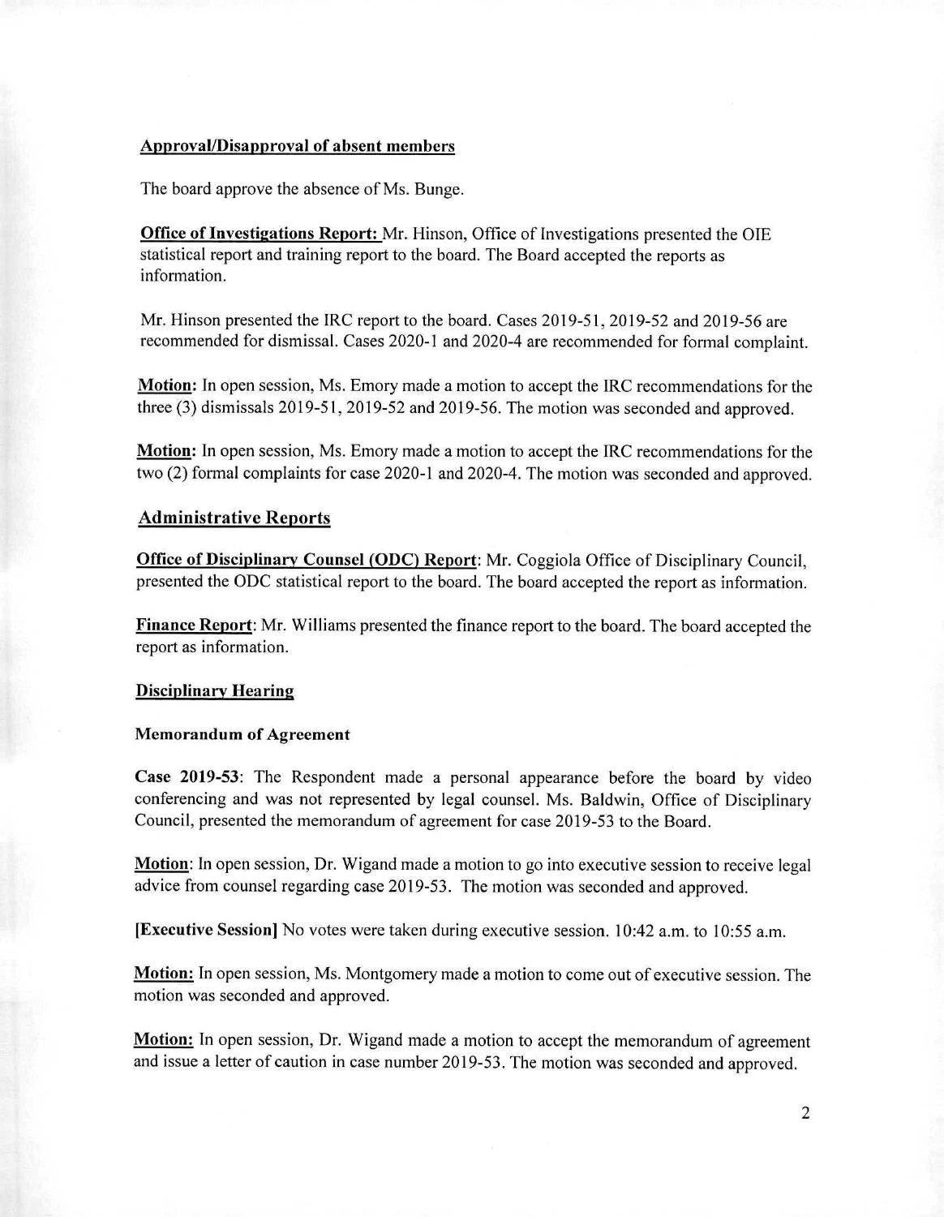**Approval/Disapproval of absent members**

The board approve the absence of Ms. Bunge.

**Office of Investigations Report:** Mr. Hinson, Office of Investigations presented the OIE statistical report and training report to the board. The Board accepted the reports as information.

Mr. Hinson presented the IRC report to the board. Cases 2019-51, 2019-52 and 2019-56 are recommended for dismissal. Cases 2020-1 and 2020-4 are recommended for formal complaint.

**Motion:** In open session, Ms. Emory made a motion to accept the IRC recommendations for the three (3) dismissals 2019-51, 2019-52 and 2019-56. The motion was seconded and approved.

**Motion:** In open session, Ms. Emory made a motion to accept the IRC recommendations for the two (2) formal complaints for case 2020-1 and 2020-4. The motion was seconded and approved.

## Administrative Reports

**Office of Disciplinary Counsel (ODC) Report**: Mr. Coggiola Office of Disciplinary Council, presented the ODC statistical report to the board. The board accepted the report as information.

**Finance Report**: Mr. Williams presented the finance report to the board. The board accepted the report as information.

**Disciplinary Hearing**

**Memorandum of Agreement**

**Case 2019-53**: The Respondent made a personal appearance before the board by video conferencing and was not represented by legal counsel. Ms. Baldwin, Office of Disciplinary Council, presented the memorandum of agreement for case 2019-53 to the Board.

**Motion**: In open session, Dr. Wigand made a motion to go into executive session to receive legal advice from counsel regarding case 2019-53. The motion was seconded and approved.

**[Executive Session]** No votes were taken during executive session. 10:42 a.m. to 10:55 a.m.

**Motion:** In open session, Ms. Montgomery made a motion to come out of executive session. The motion was seconded and approved.

**Motion:** In open session, Dr. Wigand made a motion to accept the memorandum of agreement and issue a letter of caution in case number 2019-53. The motion was seconded and approved.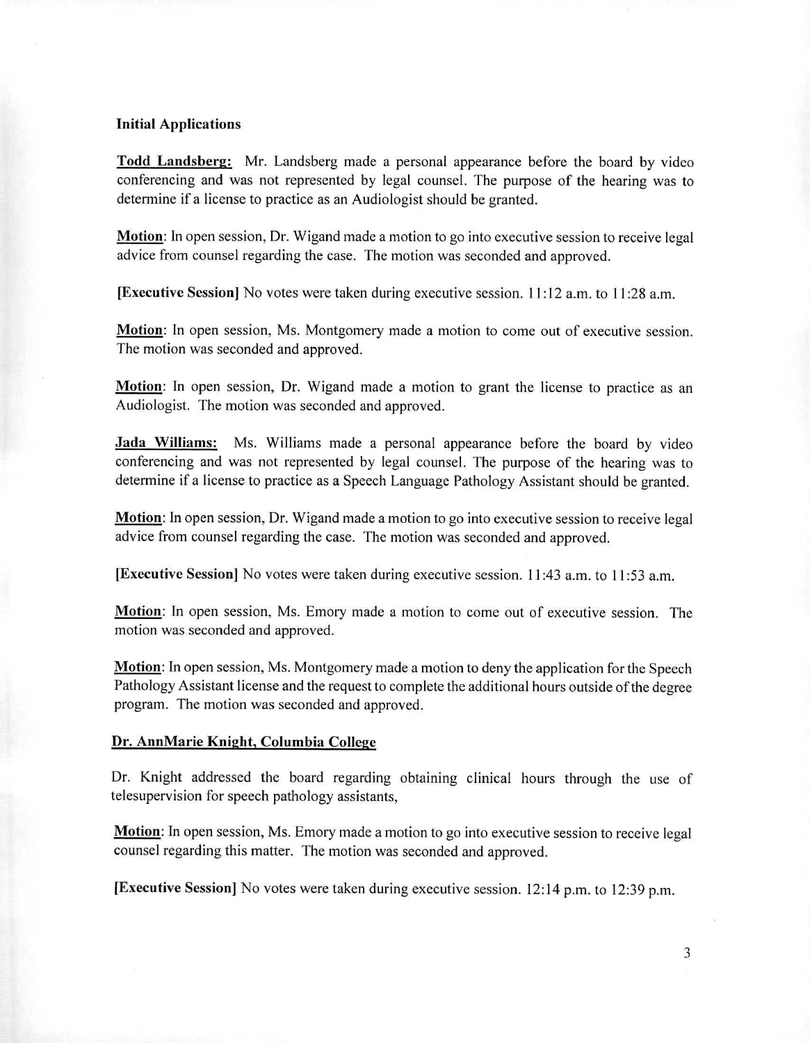**Initial Applications**

**Todd Landsberg:** Mr. Landsberg made a personal appearance before the board by video conferencing and was not represented by legal counsel. The purpose of the hearing was to determine if a license to practice as an Audiologist should be granted.

**Motion**: In open session, Dr. Wigand made a motion to go into executive session to receive legal advice from counsel regarding the case. The motion was seconded and approved.

**[Executive Session]** No votes were taken during executive session. 11:12 a.m. to 11:28 a.m.

**Motion**: In open session, Ms. Montgomery made a motion to come out of executive session. The motion was seconded and approved.

**Motion**: In open session, Dr. Wigand made a motion to grant the license to practice as an Audiologist. The motion was seconded and approved.

**Jada Williams:** Ms. Williams made a personal appearance before the board by video conferencing and was not represented by legal counsel. The purpose of the hearing was to determine if a license to practice as a Speech Language Pathology Assistant should be granted.

**Motion**: In open session, Dr. Wigand made a motion to go into executive session to receive legal advice from counsel regarding the case. The motion was seconded and approved.

**[Executive Session]** No votes were taken during executive session. 11:43 a.m. to 11:53 a.m.

**Motion**: In open session, Ms. Emory made a motion to come out of executive session. The motion was seconded and approved.

**Motion**: In open session, Ms. Montgomery made a motion to deny the application for the Speech Pathology Assistant license and the request to complete the additional hours outside of the degree program. The motion was seconded and approved.

**Dr. AnnMarie Knight, Columbia College**

Dr. Knight addressed the board regarding obtaining clinical hours through the use of telesupervision for speech pathology assistants,

**Motion**: In open session, Ms. Emory made a motion to go into executive session to receive legal counsel regarding this matter. The motion was seconded and approved.

**[Executive Session]** No votes were taken during executive session. 12:14 p.m. to 12:39 p.m.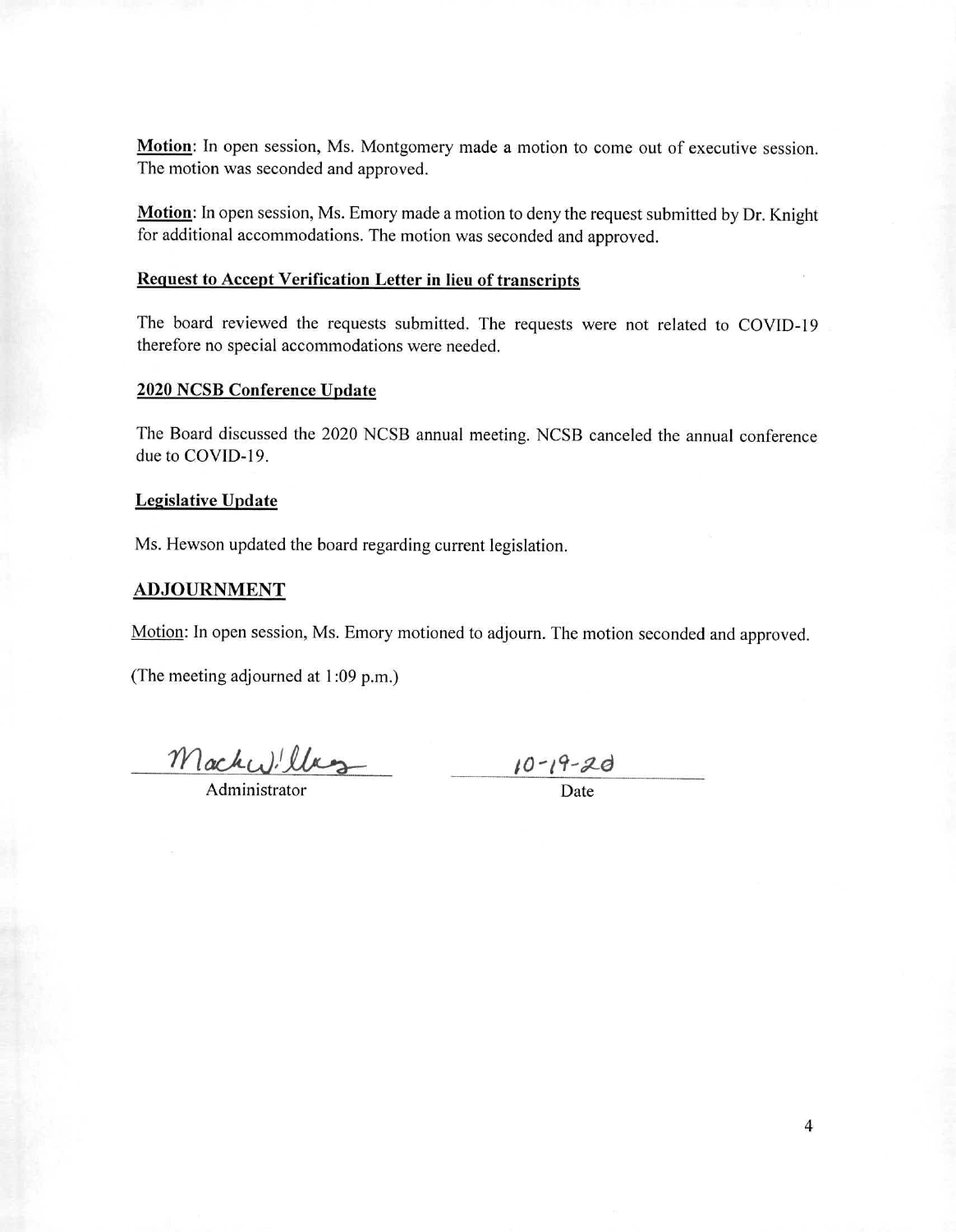**Motion**: In open session, Ms. Montgomery made a motion to come out of executive session. The motion was seconded and approved.

**Motion**: In open session, Ms. Emory made a motion to deny the request submitted by Dr. Knight for additional accommodations. The motion was seconded and approved.

**Request to Accept Verification Letter in lieu of transcripts**

The board reviewed the requests submitted. The requests were not related to COVID-19 therefore no special accommodations were needed.

**2020 NCSB Conference Update**

The Board discussed the 2020 NCSB annual meeting. NCSB canceled the annual conference due to COVID-19.

**Legislative Update**

Ms. Hewson updated the board regarding current legislation.

## ADJOURNMENT

Motion: In open session, Ms. Emory motioned to adjourn. The motion seconded and approved.

(The meeting adjourned at 1:09 p.m.)

Mack Williams
Administrator

10-19-20
Date